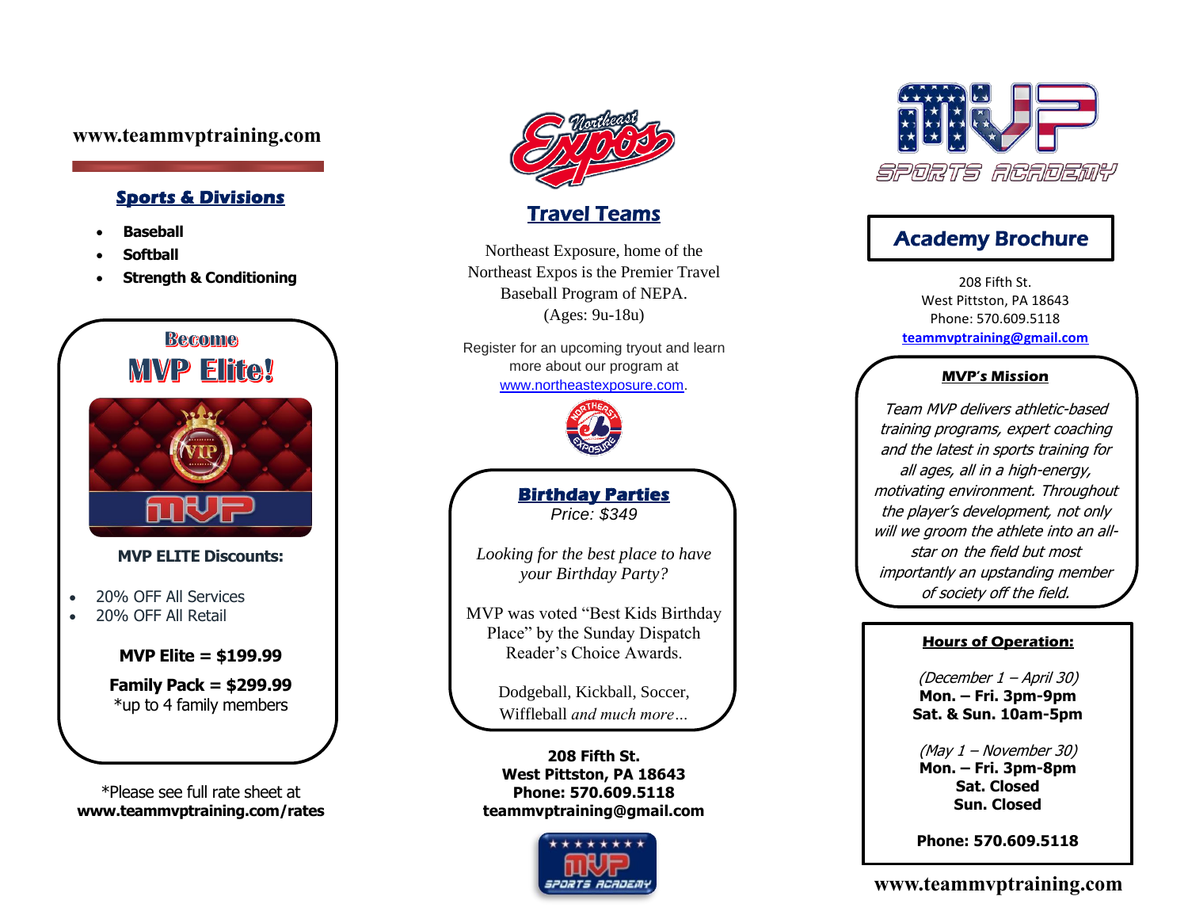www.teammvptraining.com

## Sports & Divisions

- **Baseball**
- **Softball**
- **Strength & Conditioning**

## Become MVP Elite!

**MVP ELITE Discounts:**

- 20% OFF All Services
- 20% OFF All Retail

**MVP Elite = $199.99**

**Family Pack = $299.99**
*up to 4 family members

*Please see full rate sheet at
**www.teammvptraining.com/rates**

## Travel Teams

Northeast Exposure, home of the Northeast Expos is the Premier Travel Baseball Program of NEPA. (Ages: 9u-18u)

Register for an upcoming tryout and learn more about our program at www.northeastexposure.com.

## Birthday Parties

*Price: $349*

*Looking for the best place to have your Birthday Party?*

MVP was voted "Best Kids Birthday Place" by the Sunday Dispatch Reader's Choice Awards.

Dodgeball, Kickball, Soccer, Wiffleball *and much more…*

**208 Fifth St.**
**West Pittston, PA 18643**
**Phone: 570.609.5118**
**teammvptraining@gmail.com**

MVP SPORTS ACADEMY

# Academy Brochure

208 Fifth St.
West Pittston, PA 18643
Phone: 570.609.5118
teammvptraining@gmail.com

## MVP's Mission

*Team MVP delivers athletic-based training programs, expert coaching and the latest in sports training for all ages, all in a high-energy, motivating environment. Throughout the player's development, not only will we groom the athlete into an all-star on the field but most importantly an upstanding member of society off the field.*

## Hours of Operation:

*(December 1 – April 30)*
**Mon. – Fri. 3pm-9pm**
**Sat. & Sun. 10am-5pm**

*(May 1 – November 30)*
**Mon. – Fri. 3pm-8pm**
**Sat. Closed**
**Sun. Closed**

**Phone: 570.609.5118**

www.teammvptraining.com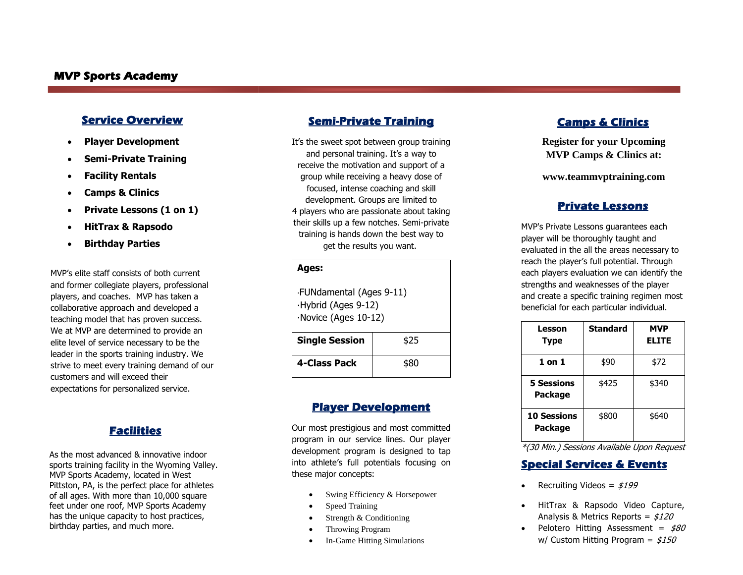# MVP Sports Academy

## Service Overview

- **Player Development**
- **Semi-Private Training**
- **Facility Rentals**
- **Camps & Clinics**
- **Private Lessons (1 on 1)**
- **HitTrax & Rapsodo**
- **Birthday Parties**

MVP's elite staff consists of both current and former collegiate players, professional players, and coaches. MVP has taken a collaborative approach and developed a teaching model that has proven success. We at MVP are determined to provide an elite level of service necessary to be the leader in the sports training industry. We strive to meet every training demand of our customers and will exceed their expectations for personalized service.

## Facilities

As the most advanced & innovative indoor sports training facility in the Wyoming Valley. MVP Sports Academy, located in West Pittston, PA, is the perfect place for athletes of all ages. With more than 10,000 square feet under one roof, MVP Sports Academy has the unique capacity to host practices, birthday parties, and much more.

## Semi-Private Training

It's the sweet spot between group training and personal training. It's a way to receive the motivation and support of a group while receiving a heavy dose of focused, intense coaching and skill development. Groups are limited to 4 players who are passionate about taking their skills up a few notches. Semi-private training is hands down the best way to get the results you want.

**Ages:**

·FUNdamental (Ages 9-11)
·Hybrid (Ages 9-12)
·Novice (Ages 10-12)

| | |
|---|---|
| **Single Session** | $25 |
| **4-Class Pack** | $80 |

## Player Development

Our most prestigious and most committed program in our service lines. Our player development program is designed to tap into athlete's full potentials focusing on these major concepts:

- Swing Efficiency & Horsepower
- Speed Training
- Strength & Conditioning
- Throwing Program
- In-Game Hitting Simulations

## Camps & Clinics

**Register for your Upcoming MVP Camps & Clinics at:**

**www.teammvptraining.com**

## Private Lessons

MVP's Private Lessons guarantees each player will be thoroughly taught and evaluated in the all the areas necessary to reach the player's full potential. Through each players evaluation we can identify the strengths and weaknesses of the player and create a specific training regimen most beneficial for each particular individual.

| Lesson Type | Standard | MVP ELITE |
|---|---|---|
| **1 on 1** | $90 | $72 |
| **5 Sessions Package** | $425 | $340 |
| **10 Sessions Package** | $800 | $640 |

*\*(30 Min.) Sessions Available Upon Request*

## Special Services & Events

- Recruiting Videos = *$199*
- HitTrax & Rapsodo Video Capture, Analysis & Metrics Reports = *$120*
- Pelotero Hitting Assessment = *$80* w/ Custom Hitting Program = *$150*